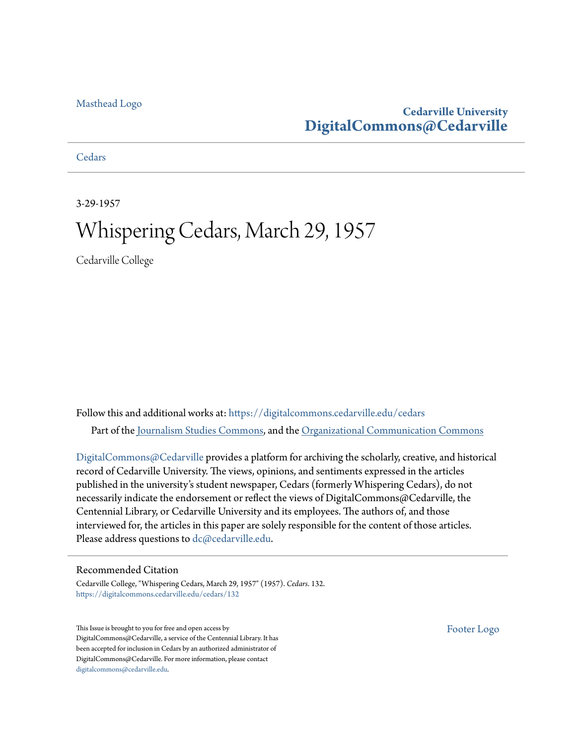Masthead Logo

**Cedarville University**
**DigitalCommons@Cedarville**

Cedars

3-29-1957

# Whispering Cedars, March 29, 1957

Cedarville College

Follow this and additional works at: https://digitalcommons.cedarville.edu/cedars

Part of the Journalism Studies Commons, and the Organizational Communication Commons

DigitalCommons@Cedarville provides a platform for archiving the scholarly, creative, and historical record of Cedarville University. The views, opinions, and sentiments expressed in the articles published in the university's student newspaper, Cedars (formerly Whispering Cedars), do not necessarily indicate the endorsement or reflect the views of DigitalCommons@Cedarville, the Centennial Library, or Cedarville University and its employees. The authors of, and those interviewed for, the articles in this paper are solely responsible for the content of those articles. Please address questions to dc@cedarville.edu.

## Recommended Citation

Cedarville College, "Whispering Cedars, March 29, 1957" (1957). *Cedars*. 132.
https://digitalcommons.cedarville.edu/cedars/132

This Issue is brought to you for free and open access by DigitalCommons@Cedarville, a service of the Centennial Library. It has been accepted for inclusion in Cedars by an authorized administrator of DigitalCommons@Cedarville. For more information, please contact digitalcommons@cedarville.edu.

Footer Logo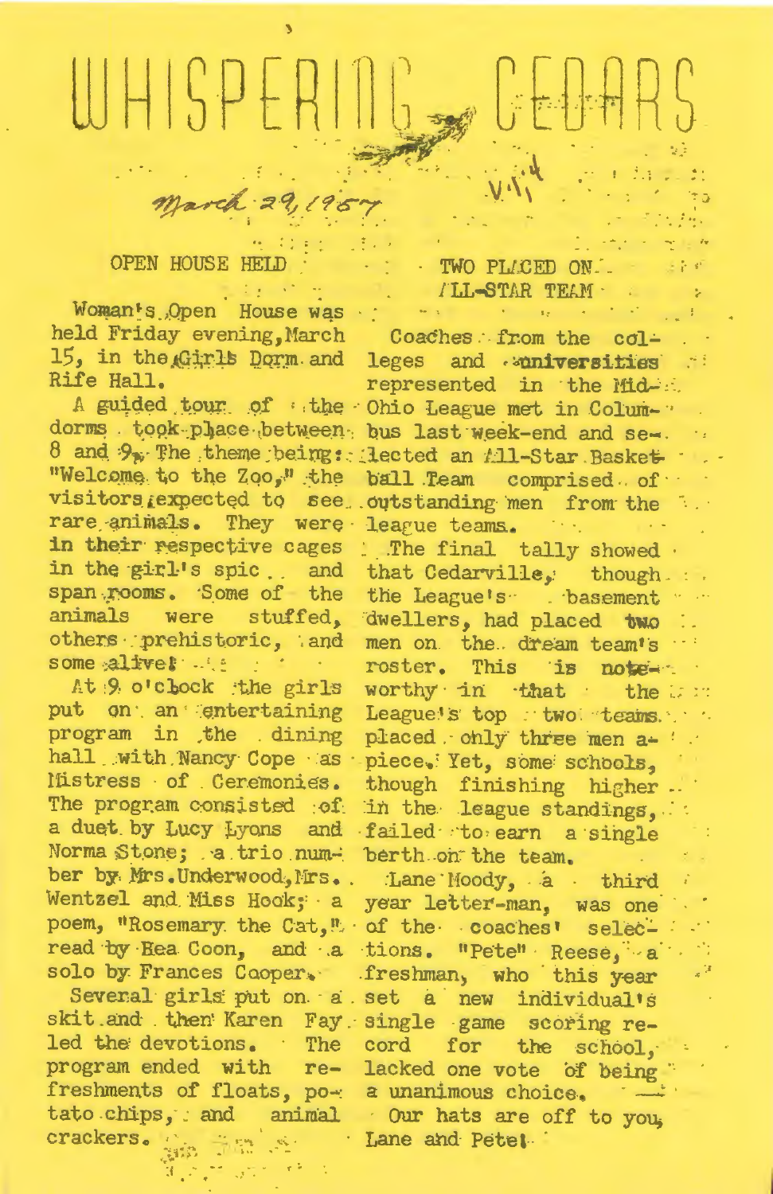# WHISPERING CEDARS

March 29, 1957

## OPEN HOUSE HELD

Woman's Open House was held Friday evening, March 15, in the Girls Dorm and Rife Hall.

A guided tour of the dorms took place between 8 and 9. The theme being: "Welcome to the Zoo," the visitors expected to see rare animals. They were in their respective cages in the girl's spic and span rooms. Some of the animals were stuffed, others prehistoric, and some alive!

At 9 o'clock the girls put on an entertaining program in the dining hall with Nancy Cope as Mistress of Ceremonies. The program consisted of: a duet by Lucy Lyons and Norma Stone; a trio number by Mrs. Underwood, Mrs. Wentzel and Miss Hook; a poem, "Rosemary the Cat," read by Bea Coon, and a solo by Frances Cooper.

Several girls put on a skit and then Karen Fay led the devotions. The program ended with refreshments of floats, potato chips, and animal crackers.

## TWO PLACED ON ALL-STAR TEAM

Coaches from the colleges and universities represented in the Mid-Ohio League met in Columbus last week-end and selected an All-Star Basketball Team comprised of outstanding men from the league teams.

The final tally showed that Cedarville, though the League's basement dwellers, had placed two men on the dream team's roster. This is noteworthy in that the League's top two teams placed only three men apiece. Yet, some schools, though finishing higher in the league standings, failed to earn a single berth on the team.

Lane Moody, a third year letter-man, was one of the coaches' selections. "Pete" Reese, a freshman, who this year set a new individual's single game scoring record for the school, lacked one vote of being a unanimous choice.

Our hats are off to you, Lane and Pete!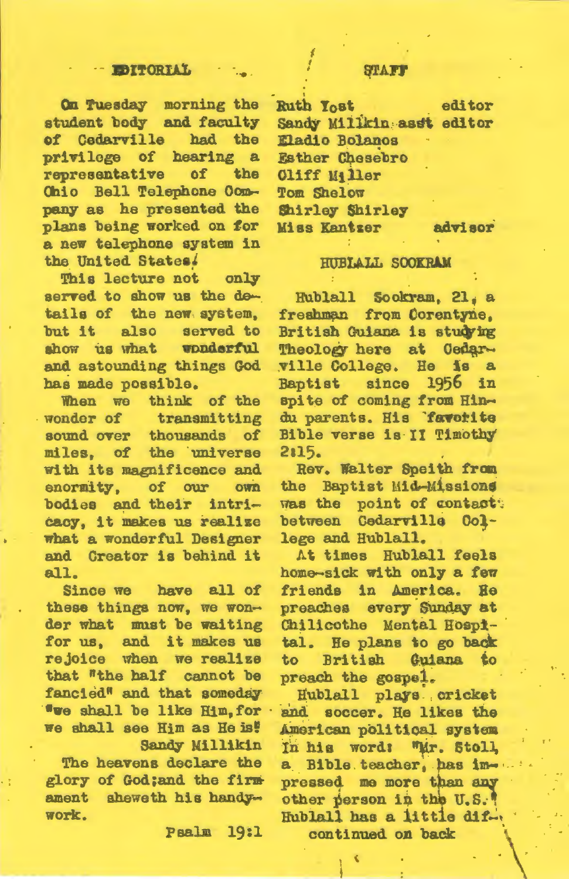## EDITORIAL

On Tuesday morning the student body and faculty of Cedarville had the privilege of hearing a representative of the Ohio Bell Telephone Company as he presented the plans being worked on for a new telephone system in the United States.

This lecture not only served to show us the details of the new system, but it also served to show us what wonderful and astounding things God has made possible.

When we think of the wonder of transmitting sound over thousands of miles, of the universe with its magnificence and enormity, of our own bodies and their intricacy, it makes us realize what a wonderful Designer and Creator is behind it all.

Since we have all of these things now, we wonder what must be waiting for us, and it makes us rejoice when we realize that "the half cannot be fancied" and that someday "we shall be like Him, for we shall see Him as He is!"

Sandy Millikin

The heavens declare the glory of God;and the firmament sheweth his handywork.

Psalm 19:1

## STAFF

Ruth Yost editor
Sandy Millikin asst editor
Eladio Bolanos
Esther Chesebro
Cliff Miller
Tom Shelow
Shirley Shirley
Miss Kantzer advisor

## HUBLALL SOOKRAM

Hublall Sookram, 21, a freshman from Corentyne, British Guiana is studying Theology here at Cedarville College. He is a Baptist since 1956 in spite of coming from Hindu parents. His favorite Bible verse is II Timothy 2:15.

Rev. Walter Speith from the Baptist Mid-Missions was the point of contact between Cedarville College and Hublall.

At times Hublall feels home-sick with only a few friends in America. He preaches every Sunday at Chilicothe Mental Hospital. He plans to go back to British Guiana to preach the gospel.

Hublall plays cricket and soccer. He likes the American political system In his word: "Mr. Stoll, a Bible teacher, has impressed me more than any other person in the U.S." Hublall has a little dif-

continued on back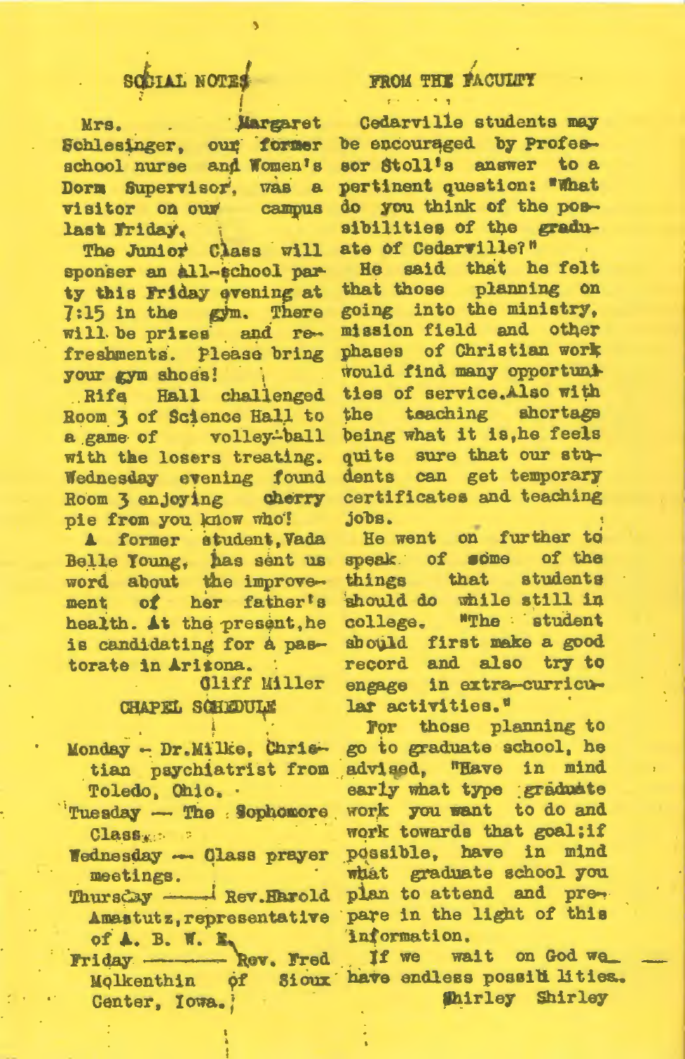## SOCIAL NOTES

Mrs. Margaret Schlesinger, our former school nurse and Women's Dorm Supervisor, was a visitor on our campus last Friday.

The Junior Class will sponser an all-school party this Friday evening at 7:15 in the gym. There will be prizes and refreshments. Please bring your gym shoes!

Rife Hall challenged Room 3 of Science Hall to a game of volley-ball with the losers treating. Wednesday evening found Room 3 enjoying cherry pie from you know who!

A former student, Vada Belle Young, has sent us word about the improvement of her father's health. At the present, he is candidating for a pastorate in Arizona.

Cliff Miller

## CHAPEL SCHEDULE

Monday - Dr. Milke, Christian psychiatrist from Toledo, Ohio.

Tuesday — The Sophomore Class.

Wednesday — Class prayer meetings.

Thursday — Rev. Harold Amstutz, representative of A. B. W. E.

Friday — Rev. Fred Molkenthin of Sioux Center, Iowa.

## FROM THE FACULTY

Cedarville students may be encouraged by Professor Stoll's answer to a pertinent question: "What do you think of the possibilities of the graduate of Cedarville?"

He said that he felt that those planning on going into the ministry, mission field and other phases of Christian work would find many opportunities of service. Also with the teaching shortage being what it is, he feels quite sure that our students can get temporary certificates and teaching jobs.

He went on further to speak of some of the things that students should do while still in college. "The student should first make a good record and also try to engage in extra-curricular activities."

For those planning to go to graduate school, he advised, "Have in mind early what type graduate work you want to do and work towards that goal; if possible, have in mind what graduate school you plan to attend and prepare in the light of this information.

If we wait on God we have endless possibilities.

Shirley Shirley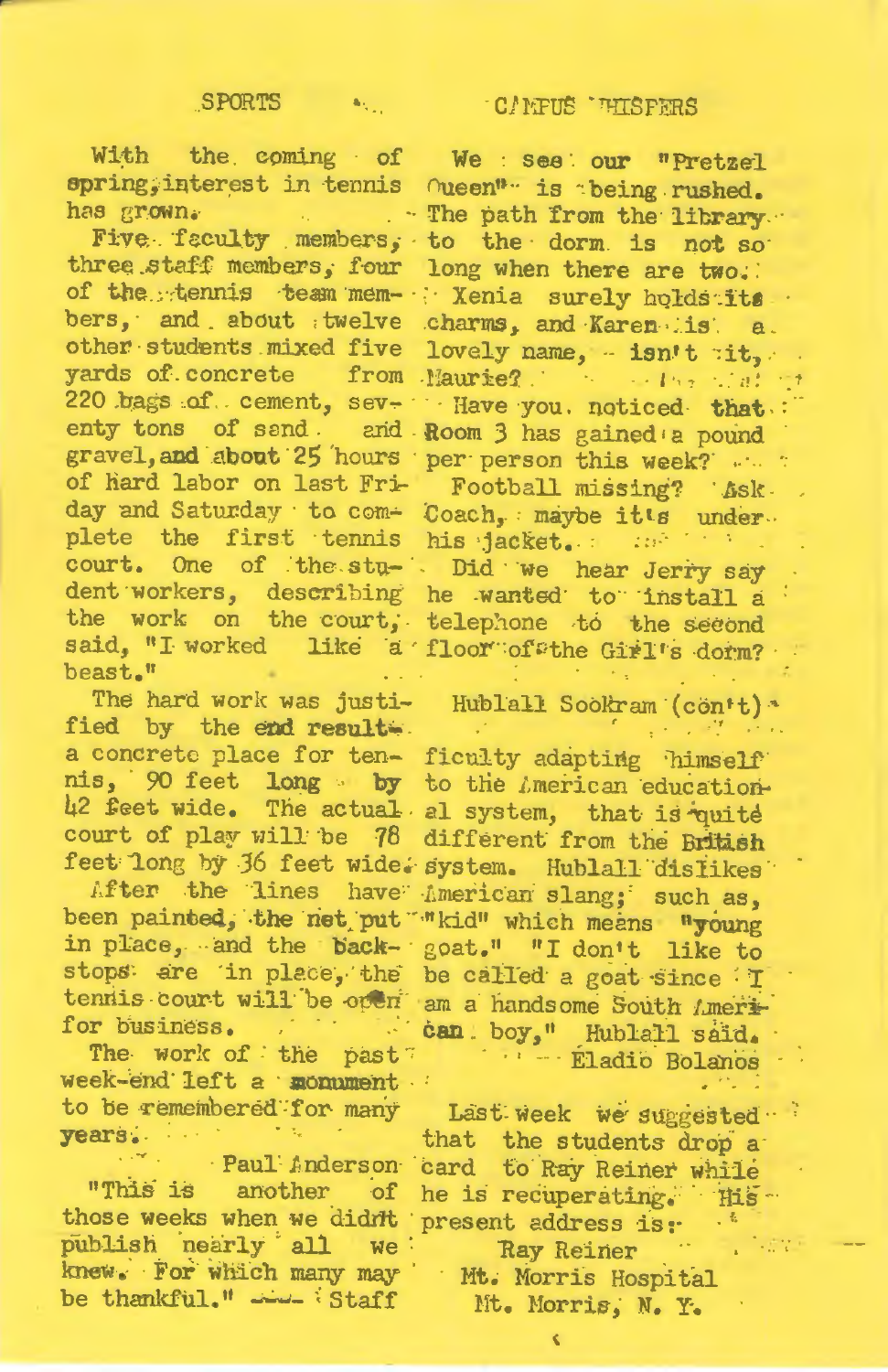## SPORTS

With the coming of spring, interest in tennis has grown.

Five faculty members, three staff members, four of the tennis team members, and about twelve other students mixed five yards of concrete from 220 bags of cement, seventy tons of sand and gravel, and about 25 hours of hard labor on last Friday and Saturday to complete the first tennis court. One of the student workers, describing the work on the court, said, "I worked like a beast."

The hard work was justified by the end result-a concrete place for tennis, 90 feet long by 42 feet wide. The actual court of play will be 78 feet long by 36 feet wide.

After the lines have been painted, the net put in place, and the backstops are in place, the tennis court will be open for business.

The work of the past week-end left a monument to be remembered for many years.

Paul Anderson

"This is another of those weeks when we didn't publish nearly all we knew. For which many may be thankful." ---Staff

## CAMPUS WHISPERS

We see our "Pretzel Queen" is being rushed.

The path from the library to the dorm is not so long when there are two.

Xenia surely holds its charms, and Karen is a lovely name, - isn't it, Maurie?

Have you noticed that Room 3 has gained a pound per person this week?

Football missing? Ask Coach, maybe it's under his jacket.

Did we hear Jerry say he wanted to install a telephone to the second floor of the Girl's dorm?

## Hublall Sookram (con't)

ficulty adapting himself to the American educational system, that is quite different from the British system. Hublall dislikes American slang; such as, "kid" which means "young goat." "I don't like to be called a goat since I am a handsome South American boy," Hublall said.

--- Eladio Bolanos

Last week we suggested that the students drop a card to Ray Reiner while he is recuperating. His present address is:

Ray Reiner
Mt. Morris Hospital
Mt. Morris, N. Y.